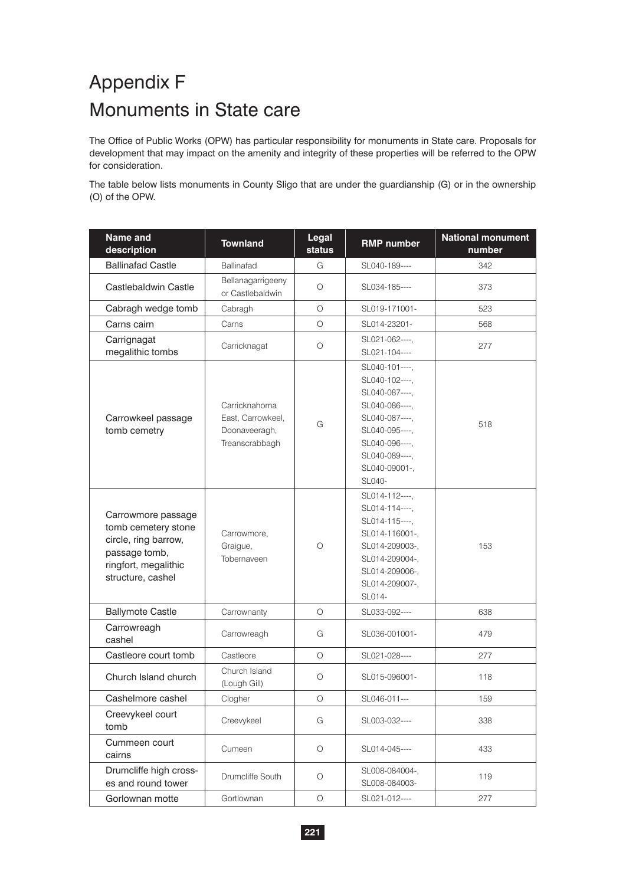# Appendix F

# Monuments in State care

The Office of Public Works (OPW) has particular responsibility for monuments in State care. Proposals for development that may impact on the amenity and integrity of these properties will be referred to the OPW for consideration.

The table below lists monuments in County Sligo that are under the guardianship (G) or in the ownership (O) of the OPW.

| Name and description | Townland | Legal status | RMP number | National monument number |
|---|---|---|---|---|
| Ballinafad Castle | Ballinafad | G | SL040-189---- | 342 |
| Castlebaldwin Castle | Bellanagarrigeeny or Castlebaldwin | O | SL034-185---- | 373 |
| Cabragh wedge tomb | Cabragh | O | SL019-171001- | 523 |
| Carns cairn | Carns | O | SL014-23201- | 568 |
| Carrignagat megalithic tombs | Carricknagat | O | SL021-062----, SL021-104---- | 277 |
| Carrowkeel passage tomb cemetry | Carricknahorna East, Carrowkeel, Doonaveeragh, Treanscrabbagh | G | SL040-101----, SL040-102----, SL040-087----, SL040-086----, SL040-087----, SL040-095----, SL040-096----, SL040-089----, SL040-09001-, SL040- | 518 |
| Carrowmore passage tomb cemetery stone circle, ring barrow, passage tomb, ringfort, megalithic structure, cashel | Carrowmore, Graigue, Tobernaveen | O | SL014-112----, SL014-114----, SL014-115----, SL014-116001-, SL014-209003-, SL014-209004-, SL014-209006-, SL014-209007-, SL014- | 153 |
| Ballymote Castle | Carrownanty | O | SL033-092---- | 638 |
| Carrowreagh cashel | Carrowreagh | G | SL036-001001- | 479 |
| Castleore court tomb | Castleore | O | SL021-028---- | 277 |
| Church Island church | Church Island (Lough Gill) | O | SL015-096001- | 118 |
| Cashelmore cashel | Clogher | O | SL046-011--- | 159 |
| Creevykeel court tomb | Creevykeel | G | SL003-032---- | 338 |
| Cummeen court cairns | Cumeen | O | SL014-045---- | 433 |
| Drumcliffe high cross-es and round tower | Drumcliffe South | O | SL008-084004-, SL008-084003- | 119 |
| Gorlownan motte | Gortlownan | O | SL021-012---- | 277 |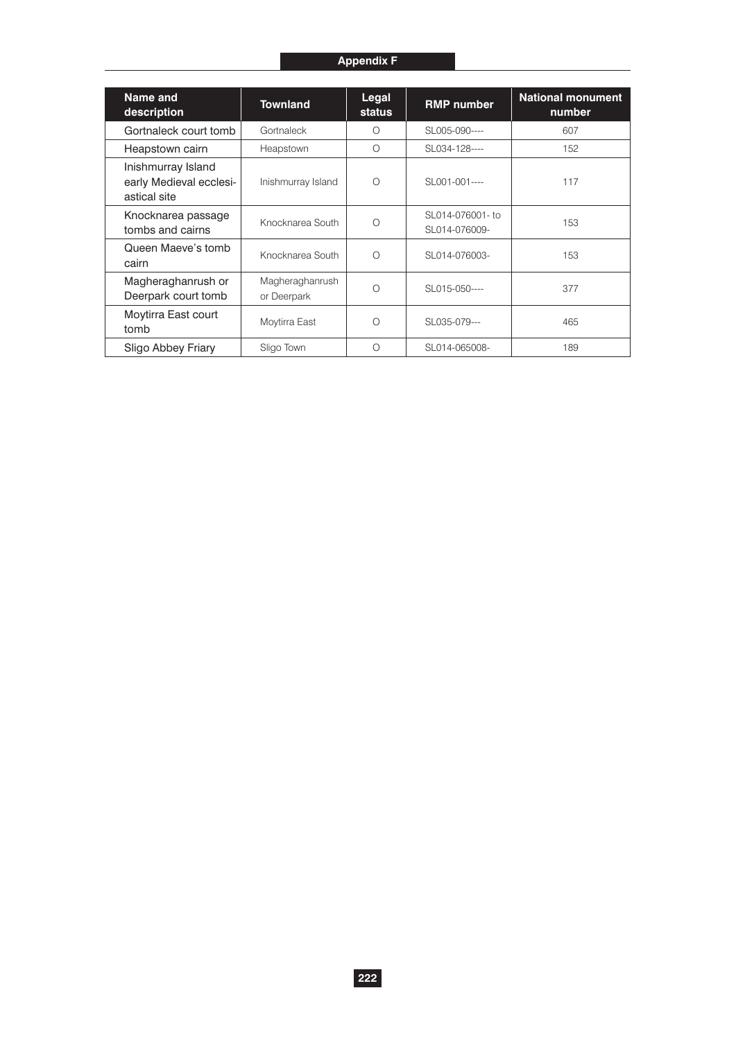| Name and description | Townland | Legal status | RMP number | National monument number |
|---|---|---|---|---|
| Gortnaleck court tomb | Gortnaleck | O | SL005-090---- | 607 |
| Heapstown cairn | Heapstown | O | SL034-128---- | 152 |
| Inishmurray Island early Medieval ecclesi-astical site | Inishmurray Island | O | SL001-001---- | 117 |
| Knocknarea passage tombs and cairns | Knocknarea South | O | SL014-076001- to SL014-076009- | 153 |
| Queen Maeve's tomb cairn | Knocknarea South | O | SL014-076003- | 153 |
| Magheraghanrush or Deerpark court tomb | Magheraghanrush or Deerpark | O | SL015-050---- | 377 |
| Moytirra East court tomb | Moytirra East | O | SL035-079--- | 465 |
| Sligo Abbey Friary | Sligo Town | O | SL014-065008- | 189 |